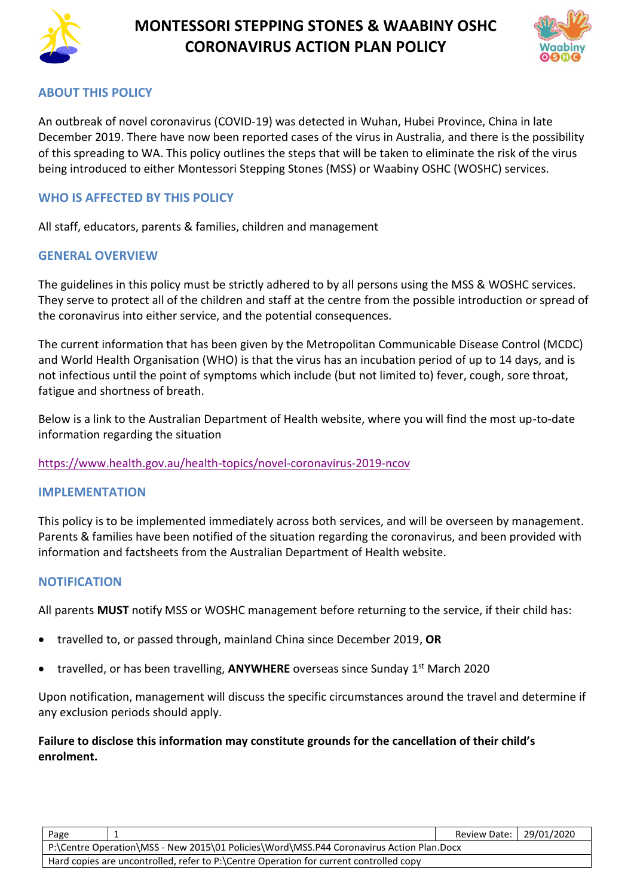# MONTESSORI STEPPING STONES & WAABINY OSHC CORONAVIRUS ACTION PLAN POLICY

## ABOUT THIS POLICY

An outbreak of novel coronavirus (COVID-19) was detected in Wuhan, Hubei Province, China in late December 2019. There have now been reported cases of the virus in Australia, and there is the possibility of this spreading to WA. This policy outlines the steps that will be taken to eliminate the risk of the virus being introduced to either Montessori Stepping Stones (MSS) or Waabiny OSHC (WOSHC) services.

## WHO IS AFFECTED BY THIS POLICY

All staff, educators, parents & families, children and management

## GENERAL OVERVIEW

The guidelines in this policy must be strictly adhered to by all persons using the MSS & WOSHC services. They serve to protect all of the children and staff at the centre from the possible introduction or spread of the coronavirus into either service, and the potential consequences.

The current information that has been given by the Metropolitan Communicable Disease Control (MCDC) and World Health Organisation (WHO) is that the virus has an incubation period of up to 14 days, and is not infectious until the point of symptoms which include (but not limited to) fever, cough, sore throat, fatigue and shortness of breath.

Below is a link to the Australian Department of Health website, where you will find the most up-to-date information regarding the situation

https://www.health.gov.au/health-topics/novel-coronavirus-2019-ncov

## IMPLEMENTATION

This policy is to be implemented immediately across both services, and will be overseen by management. Parents & families have been notified of the situation regarding the coronavirus, and been provided with information and factsheets from the Australian Department of Health website.

## NOTIFICATION

All parents **MUST** notify MSS or WOSHC management before returning to the service, if their child has:

- travelled to, or passed through, mainland China since December 2019, **OR**
- travelled, or has been travelling, **ANYWHERE** overseas since Sunday 1st March 2020

Upon notification, management will discuss the specific circumstances around the travel and determine if any exclusion periods should apply.

**Failure to disclose this information may constitute grounds for the cancellation of their child's enrolment.**

| Page | 1 | Review Date: | 29/01/2020 |
|---|---|---|---|
| P:\Centre Operation\MSS - New 2015\01 Policies\Word\MSS.P44 Coronavirus Action Plan.Docx | | | |
| Hard copies are uncontrolled, refer to P:\Centre Operation for current controlled copy | | | |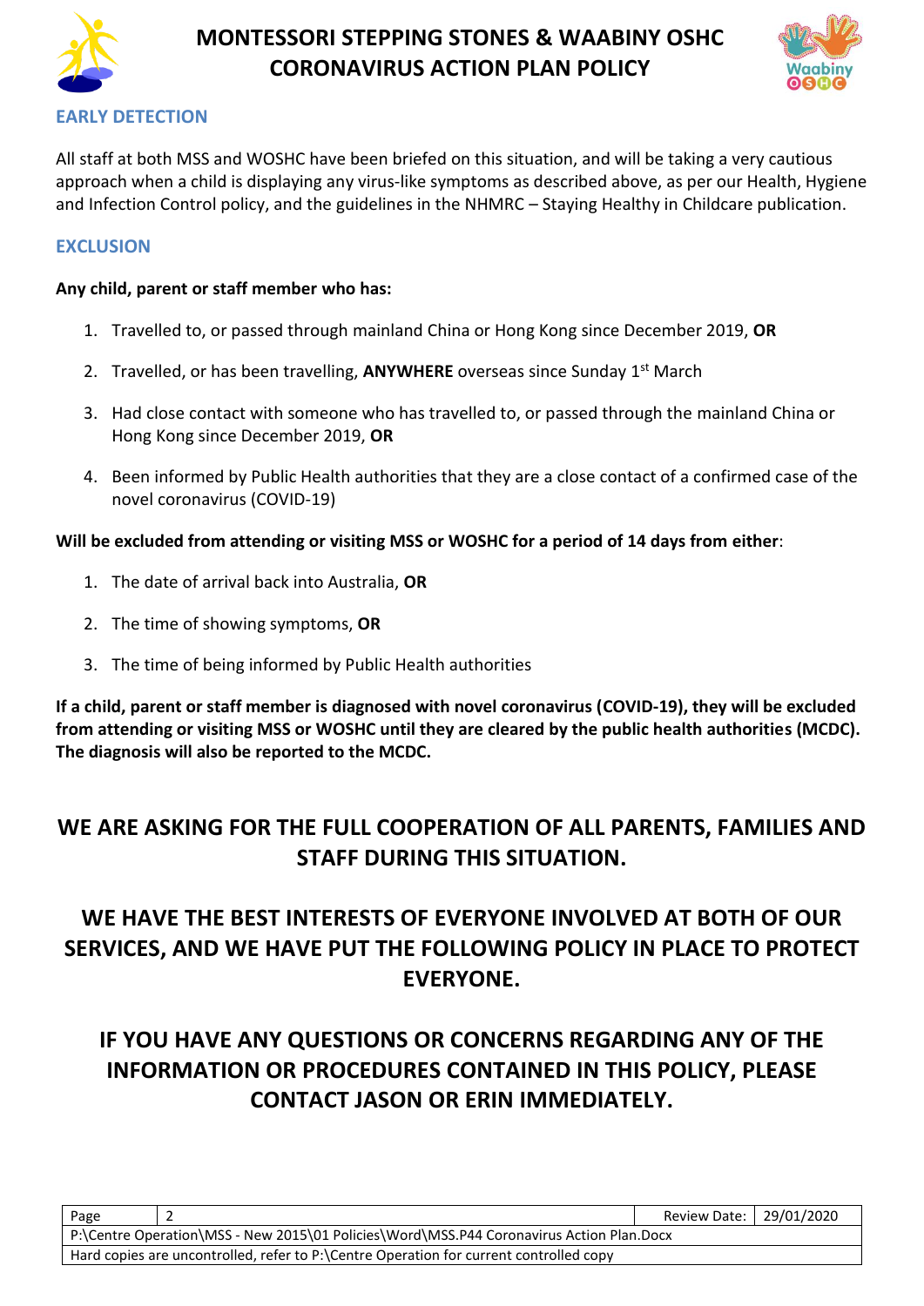## EARLY DETECTION

All staff at both MSS and WOSHC have been briefed on this situation, and will be taking a very cautious approach when a child is displaying any virus-like symptoms as described above, as per our Health, Hygiene and Infection Control policy, and the guidelines in the NHMRC – Staying Healthy in Childcare publication.

## EXCLUSION

**Any child, parent or staff member who has:**

1. Travelled to, or passed through mainland China or Hong Kong since December 2019, **OR**
2. Travelled, or has been travelling, **ANYWHERE** overseas since Sunday 1st March
3. Had close contact with someone who has travelled to, or passed through the mainland China or Hong Kong since December 2019, **OR**
4. Been informed by Public Health authorities that they are a close contact of a confirmed case of the novel coronavirus (COVID-19)

**Will be excluded from attending or visiting MSS or WOSHC for a period of 14 days from either**:

1. The date of arrival back into Australia, **OR**
2. The time of showing symptoms, **OR**
3. The time of being informed by Public Health authorities

**If a child, parent or staff member is diagnosed with novel coronavirus (COVID-19), they will be excluded from attending or visiting MSS or WOSHC until they are cleared by the public health authorities (MCDC). The diagnosis will also be reported to the MCDC.**

## WE ARE ASKING FOR THE FULL COOPERATION OF ALL PARENTS, FAMILIES AND STAFF DURING THIS SITUATION.

## WE HAVE THE BEST INTERESTS OF EVERYONE INVOLVED AT BOTH OF OUR SERVICES, AND WE HAVE PUT THE FOLLOWING POLICY IN PLACE TO PROTECT EVERYONE.

## IF YOU HAVE ANY QUESTIONS OR CONCERNS REGARDING ANY OF THE INFORMATION OR PROCEDURES CONTAINED IN THIS POLICY, PLEASE CONTACT JASON OR ERIN IMMEDIATELY.